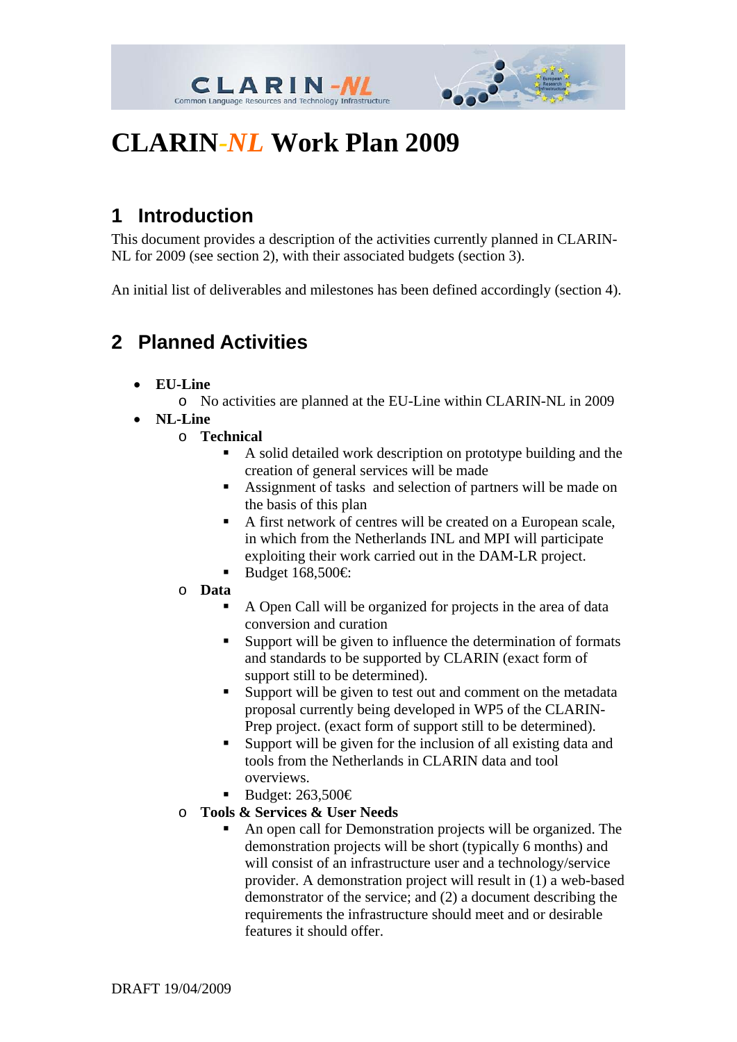# CLARIN-*NL* Work Plan 2009

## 1 Introduction

This document provides a description of the activities currently planned in CLARIN-NL for 2009 (see section 2), with their associated budgets (section 3).

An initial list of deliverables and milestones has been defined accordingly (section 4).

## 2 Planned Activities

- **EU-Line**
  - No activities are planned at the EU-Line within CLARIN-NL in 2009
- **NL-Line**
  - **Technical**
    - A solid detailed work description on prototype building and the creation of general services will be made
    - Assignment of tasks and selection of partners will be made on the basis of this plan
    - A first network of centres will be created on a European scale, in which from the Netherlands INL and MPI will participate exploiting their work carried out in the DAM-LR project.
    - Budget 168,500€:
  - **Data**
    - A Open Call will be organized for projects in the area of data conversion and curation
    - Support will be given to influence the determination of formats and standards to be supported by CLARIN (exact form of support still to be determined).
    - Support will be given to test out and comment on the metadata proposal currently being developed in WP5 of the CLARIN-Prep project. (exact form of support still to be determined).
    - Support will be given for the inclusion of all existing data and tools from the Netherlands in CLARIN data and tool overviews.
    - Budget: 263,500€
  - **Tools & Services & User Needs**
    - An open call for Demonstration projects will be organized. The demonstration projects will be short (typically 6 months) and will consist of an infrastructure user and a technology/service provider. A demonstration project will result in (1) a web-based demonstrator of the service; and (2) a document describing the requirements the infrastructure should meet and or desirable features it should offer.

DRAFT 19/04/2009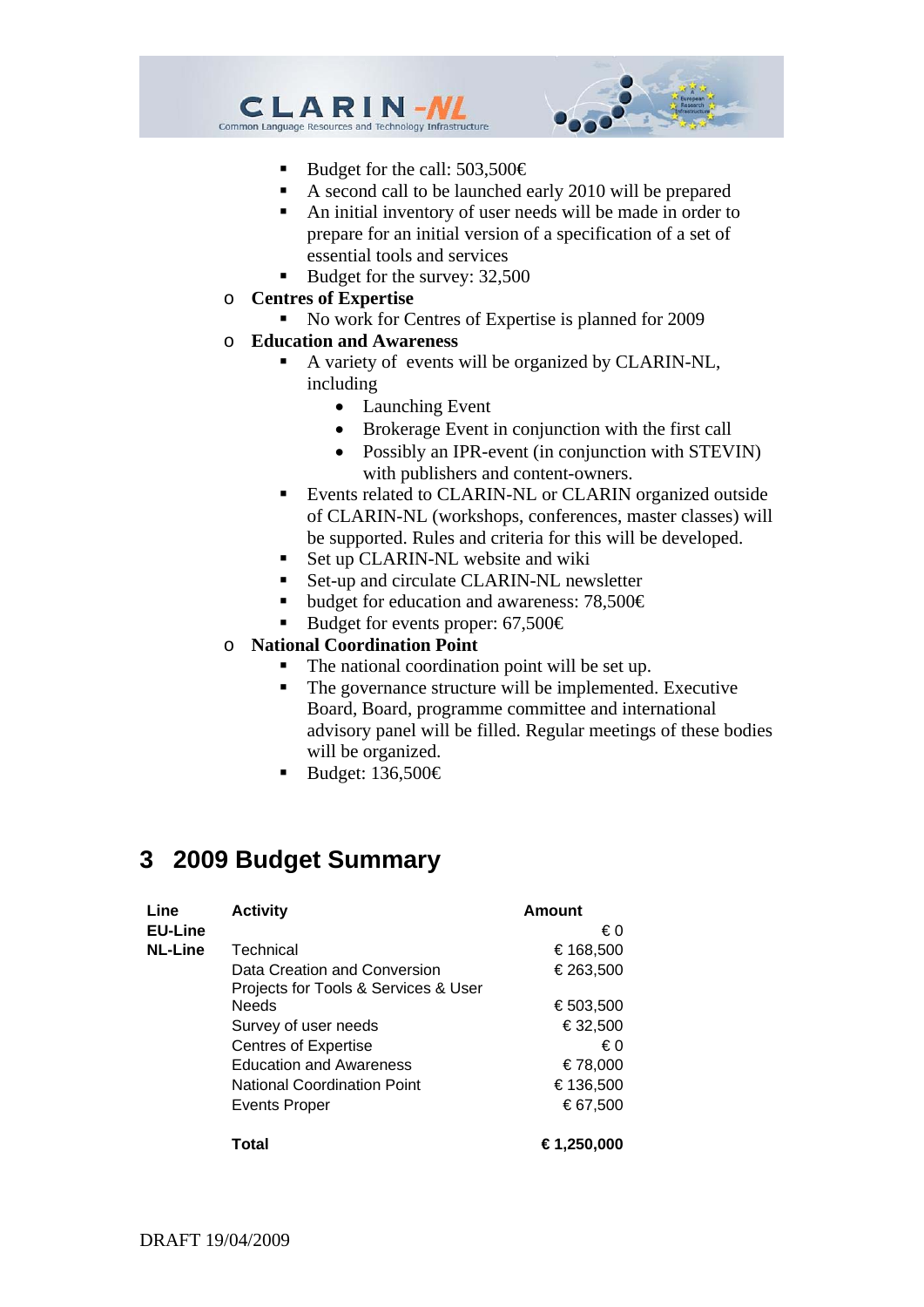- Budget for the call: 503,500€
    - A second call to be launched early 2010 will be prepared
    - An initial inventory of user needs will be made in order to prepare for an initial version of a specification of a set of essential tools and services
    - Budget for the survey: 32,500
- **Centres of Expertise**
    - No work for Centres of Expertise is planned for 2009
- **Education and Awareness**
    - A variety of events will be organized by CLARIN-NL, including
        - Launching Event
        - Brokerage Event in conjunction with the first call
        - Possibly an IPR-event (in conjunction with STEVIN) with publishers and content-owners.
    - Events related to CLARIN-NL or CLARIN organized outside of CLARIN-NL (workshops, conferences, master classes) will be supported. Rules and criteria for this will be developed.
    - Set up CLARIN-NL website and wiki
    - Set-up and circulate CLARIN-NL newsletter
    - budget for education and awareness: 78,500€
    - Budget for events proper: 67,500€
- **National Coordination Point**
    - The national coordination point will be set up.
    - The governance structure will be implemented. Executive Board, Board, programme committee and international advisory panel will be filled. Regular meetings of these bodies will be organized.
    - Budget: 136,500€

# 3 2009 Budget Summary

| Line | Activity | Amount |
|---|---|---|
| **EU-Line** | | € 0 |
| **NL-Line** | Technical | € 168,500 |
| | Data Creation and Conversion | € 263,500 |
| | Projects for Tools & Services & User Needs | € 503,500 |
| | Survey of user needs | € 32,500 |
| | Centres of Expertise | € 0 |
| | Education and Awareness | € 78,000 |
| | National Coordination Point | € 136,500 |
| | Events Proper | € 67,500 |
| | **Total** | **€ 1,250,000** |

DRAFT 19/04/2009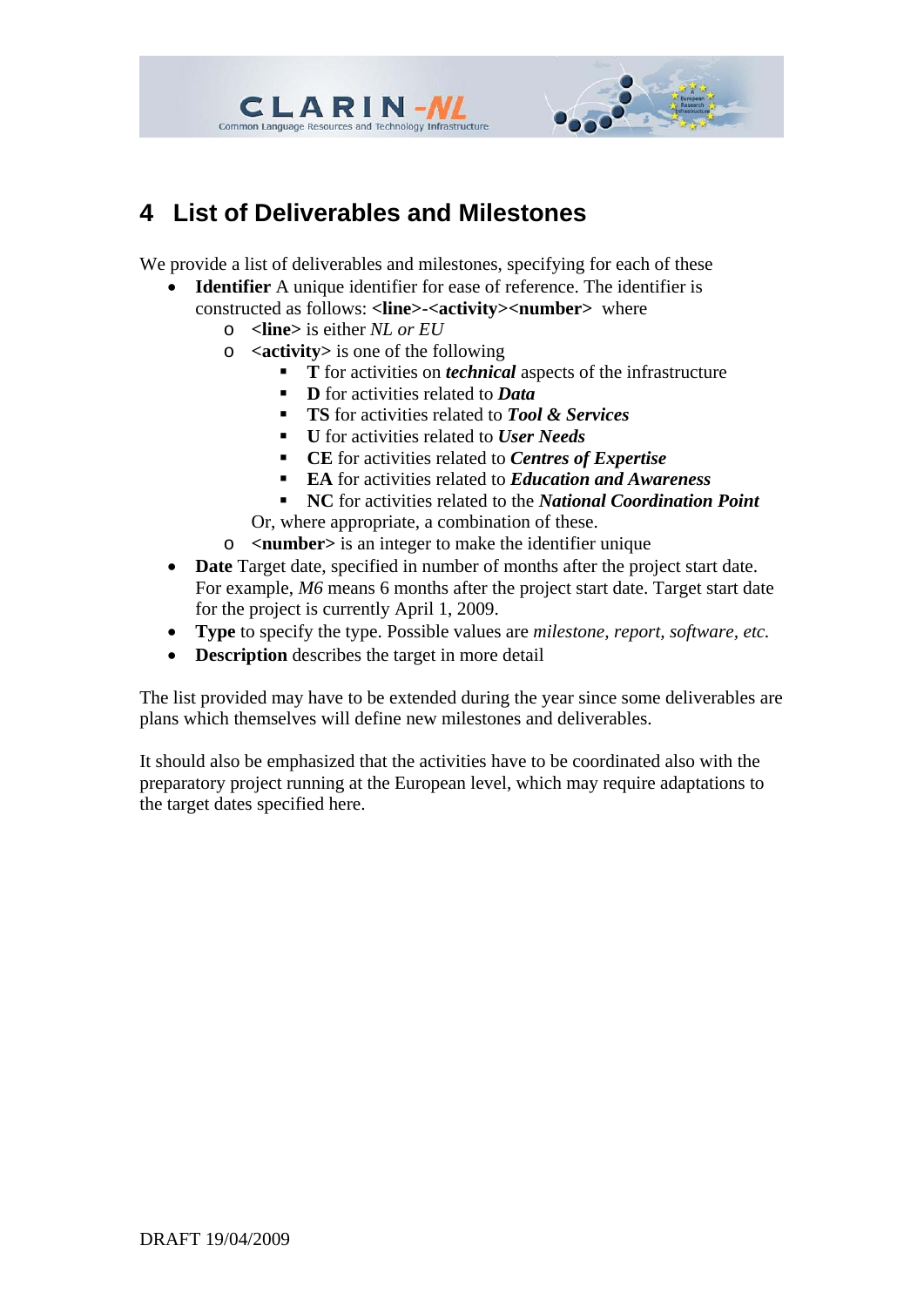# 4 List of Deliverables and Milestones

We provide a list of deliverables and milestones, specifying for each of these

- **Identifier** A unique identifier for ease of reference. The identifier is constructed as follows: **<line>-<activity><number>** where
  - **<line>** is either *NL or EU*
  - **<activity>** is one of the following
    - **T** for activities on ***technical*** aspects of the infrastructure
    - **D** for activities related to ***Data***
    - **TS** for activities related to ***Tool & Services***
    - **U** for activities related to ***User Needs***
    - **CE** for activities related to ***Centres of Expertise***
    - **EA** for activities related to ***Education and Awareness***
    - **NC** for activities related to the ***National Coordination Point***

    Or, where appropriate, a combination of these.
  - **<number>** is an integer to make the identifier unique
- **Date** Target date, specified in number of months after the project start date. For example, *M6* means 6 months after the project start date. Target start date for the project is currently April 1, 2009.
- **Type** to specify the type. Possible values are *milestone, report, software, etc.*
- **Description** describes the target in more detail

The list provided may have to be extended during the year since some deliverables are plans which themselves will define new milestones and deliverables.

It should also be emphasized that the activities have to be coordinated also with the preparatory project running at the European level, which may require adaptations to the target dates specified here.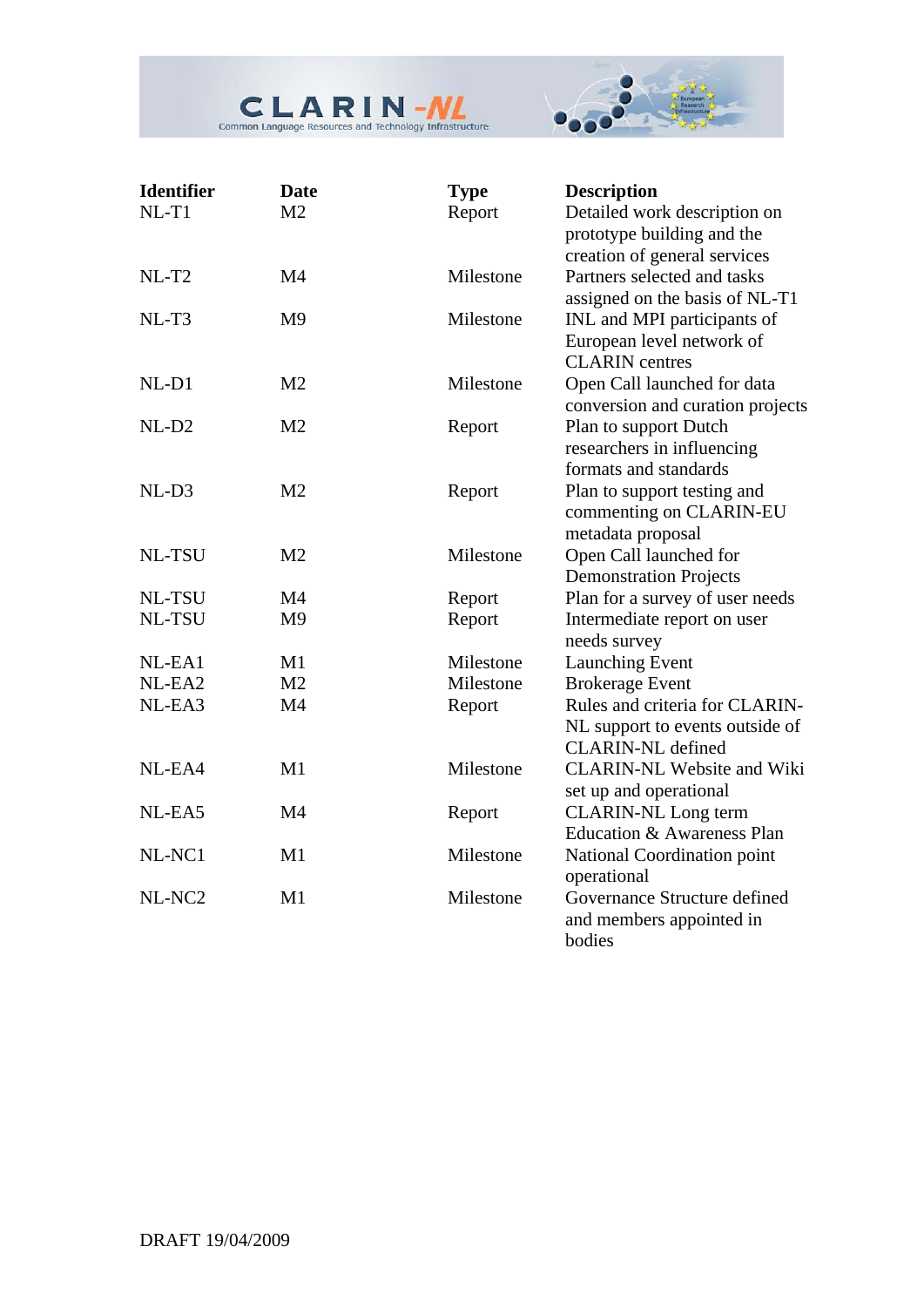| Identifier | Date | Type | Description |
|---|---|---|---|
| NL-T1 | M2 | Report | Detailed work description on prototype building and the creation of general services |
| NL-T2 | M4 | Milestone | Partners selected and tasks assigned on the basis of NL-T1 |
| NL-T3 | M9 | Milestone | INL and MPI participants of European level network of CLARIN centres |
| NL-D1 | M2 | Milestone | Open Call launched for data conversion and curation projects |
| NL-D2 | M2 | Report | Plan to support Dutch researchers in influencing formats and standards |
| NL-D3 | M2 | Report | Plan to support testing and commenting on CLARIN-EU metadata proposal |
| NL-TSU | M2 | Milestone | Open Call launched for Demonstration Projects |
| NL-TSU | M4 | Report | Plan for a survey of user needs |
| NL-TSU | M9 | Report | Intermediate report on user needs survey |
| NL-EA1 | M1 | Milestone | Launching Event |
| NL-EA2 | M2 | Milestone | Brokerage Event |
| NL-EA3 | M4 | Report | Rules and criteria for CLARIN-NL support to events outside of CLARIN-NL defined |
| NL-EA4 | M1 | Milestone | CLARIN-NL Website and Wiki set up and operational |
| NL-EA5 | M4 | Report | CLARIN-NL Long term Education & Awareness Plan |
| NL-NC1 | M1 | Milestone | National Coordination point operational |
| NL-NC2 | M1 | Milestone | Governance Structure defined and members appointed in bodies |

DRAFT 19/04/2009